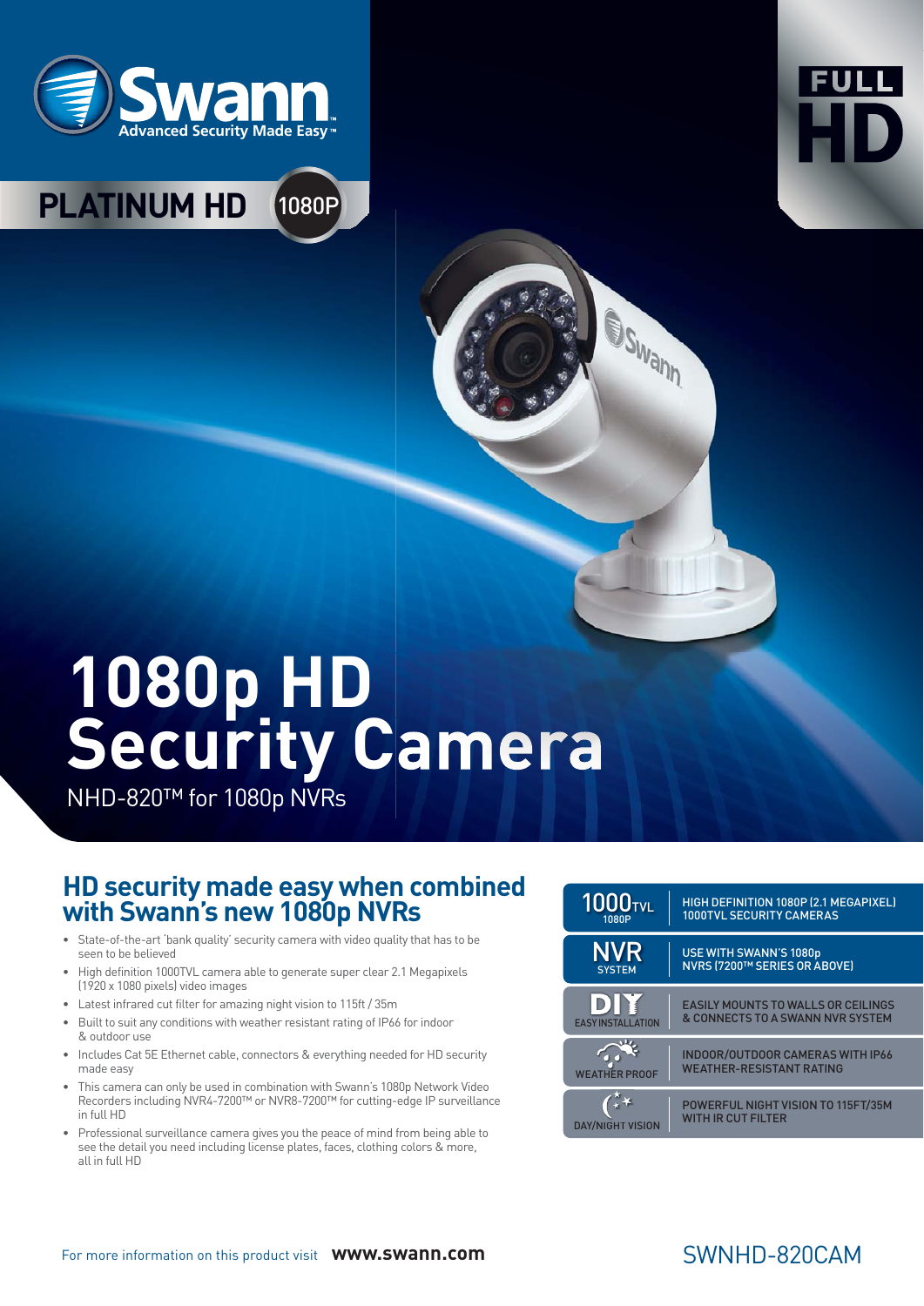Swann
Advanced Security Made Easy™

PLATINUM HD 1080P

FULL HD

# 1080p HD Security Camera

NHD-820™ for 1080p NVRs

## HD security made easy when combined with Swann's new 1080p NVRs

- State-of-the-art 'bank quality' security camera with video quality that has to be seen to be believed
- High definition 1000TVL camera able to generate super clear 2.1 Megapixels (1920 x 1080 pixels) video images
- Latest infrared cut filter for amazing night vision to 115ft / 35m
- Built to suit any conditions with weather resistant rating of IP66 for indoor & outdoor use
- Includes Cat 5E Ethernet cable, connectors & everything needed for HD security made easy
- This camera can only be used in combination with Swann's 1080p Network Video Recorders including NVR4-7200™ or NVR8-7200™ for cutting-edge IP surveillance in full HD
- Professional surveillance camera gives you the peace of mind from being able to see the detail you need including license plates, faces, clothing colors & more, all in full HD

| | |
|---|---|
| 1000TVL 1080P | HIGH DEFINITION 1080P (2.1 MEGAPIXEL) 1000TVL SECURITY CAMERAS |
| NVR SYSTEM | USE WITH SWANN'S 1080p NVRS (7200™ SERIES OR ABOVE) |
| DIY EASY INSTALLATION | EASILY MOUNTS TO WALLS OR CEILINGS & CONNECTS TO A SWANN NVR SYSTEM |
| WEATHER PROOF | INDOOR/OUTDOOR CAMERAS WITH IP66 WEATHER-RESISTANT RATING |
| DAY/NIGHT VISION | POWERFUL NIGHT VISION TO 115FT/35M WITH IR CUT FILTER |

For more information on this product visit **www.swann.com**

SWNHD-820CAM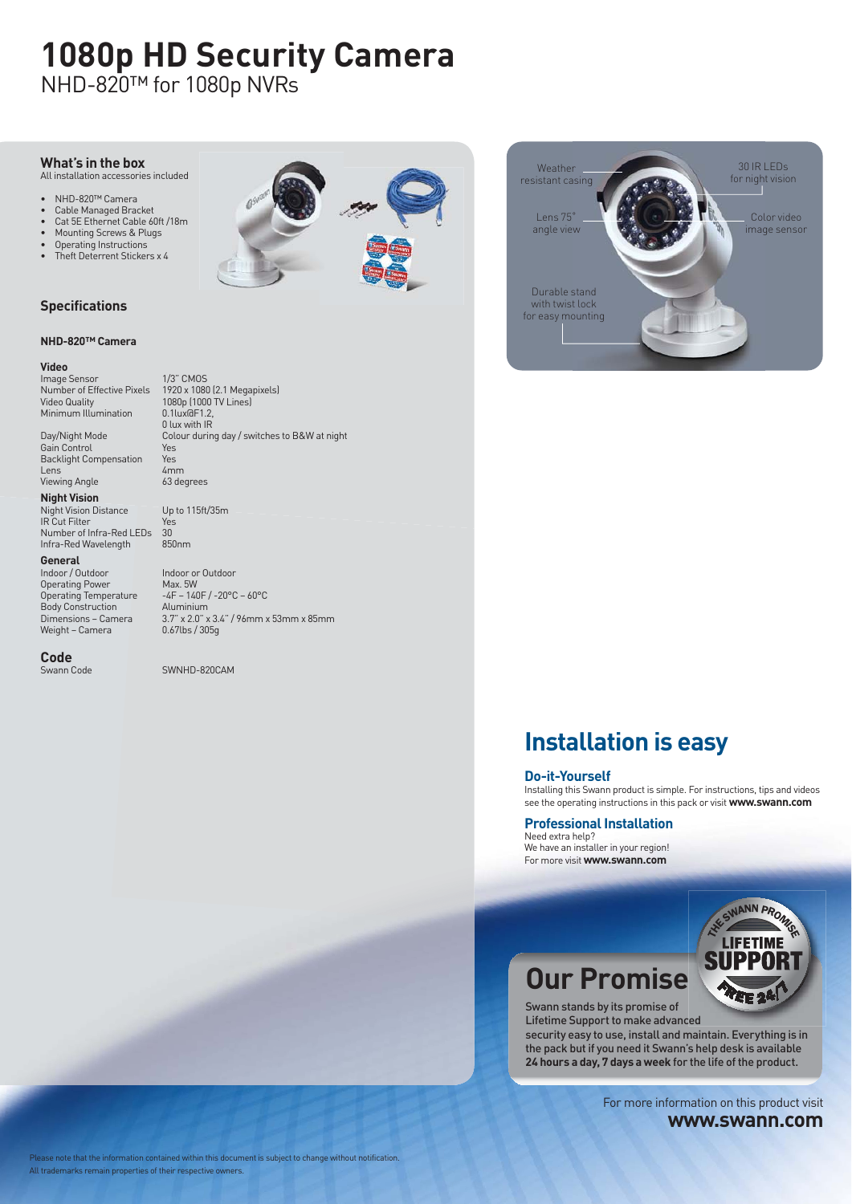# 1080p HD Security Camera

NHD-820™ for 1080p NVRs

### What's in the box

All installation accessories included

- NHD-820™ Camera
- Cable Managed Bracket
- Cat 5E Ethernet Cable 60ft /18m
- Mounting Screws & Plugs
- Operating Instructions
- Theft Deterrent Stickers x 4

Weather resistant casing

30 IR LEDs for night vision

Lens 75° angle view

Color video image sensor

Durable stand with twist lock for easy mounting

## Specifications

### NHD-820™ Camera

**Video**

| | |
|---|---|
| Image Sensor | 1/3" CMOS |
| Number of Effective Pixels | 1920 x 1080 (2.1 Megapixels) |
| Video Quality | 1080p (1000 TV Lines) |
| Minimum Illumination | 0.1lux@F1.2, 0 lux with IR |
| Day/Night Mode | Colour during day / switches to B&W at night |
| Gain Control | Yes |
| Backlight Compensation | Yes |
| Lens | 4mm |
| Viewing Angle | 63 degrees |

**Night Vision**

| | |
|---|---|
| Night Vision Distance | Up to 115ft/35m |
| IR Cut Filter | Yes |
| Number of Infra-Red LEDs | 30 |
| Infra-Red Wavelength | 850nm |

**General**

| | |
|---|---|
| Indoor / Outdoor | Indoor or Outdoor |
| Operating Power | Max. 5W |
| Operating Temperature | -4F – 140F / -20°C – 60°C |
| Body Construction | Aluminium |
| Dimensions – Camera | 3.7" x 2.0" x 3.4" / 96mm x 53mm x 85mm |
| Weight – Camera | 0.67lbs / 305g |

**Code**

| | |
|---|---|
| Swann Code | SWNHD-820CAM |

# Installation is easy

### Do-it-Yourself

Installing this Swann product is simple. For instructions, tips and videos see the operating instructions in this pack or visit **www.swann.com**

### Professional Installation

Need extra help?
We have an installer in your region!
For more visit **www.swann.com**

# Our Promise

THE SWANN PROMISE LIFETIME SUPPORT FREE 24/7

Swann stands by its promise of Lifetime Support to make advanced security easy to use, install and maintain. Everything is in the pack but if you need Swann's help desk is available **24 hours a day, 7 days a week** for the life of the product.

For more information on this product visit **www.swann.com**

Please note that the information contained within this document is subject to change without notification.
All trademarks remain properties of their respective owners.